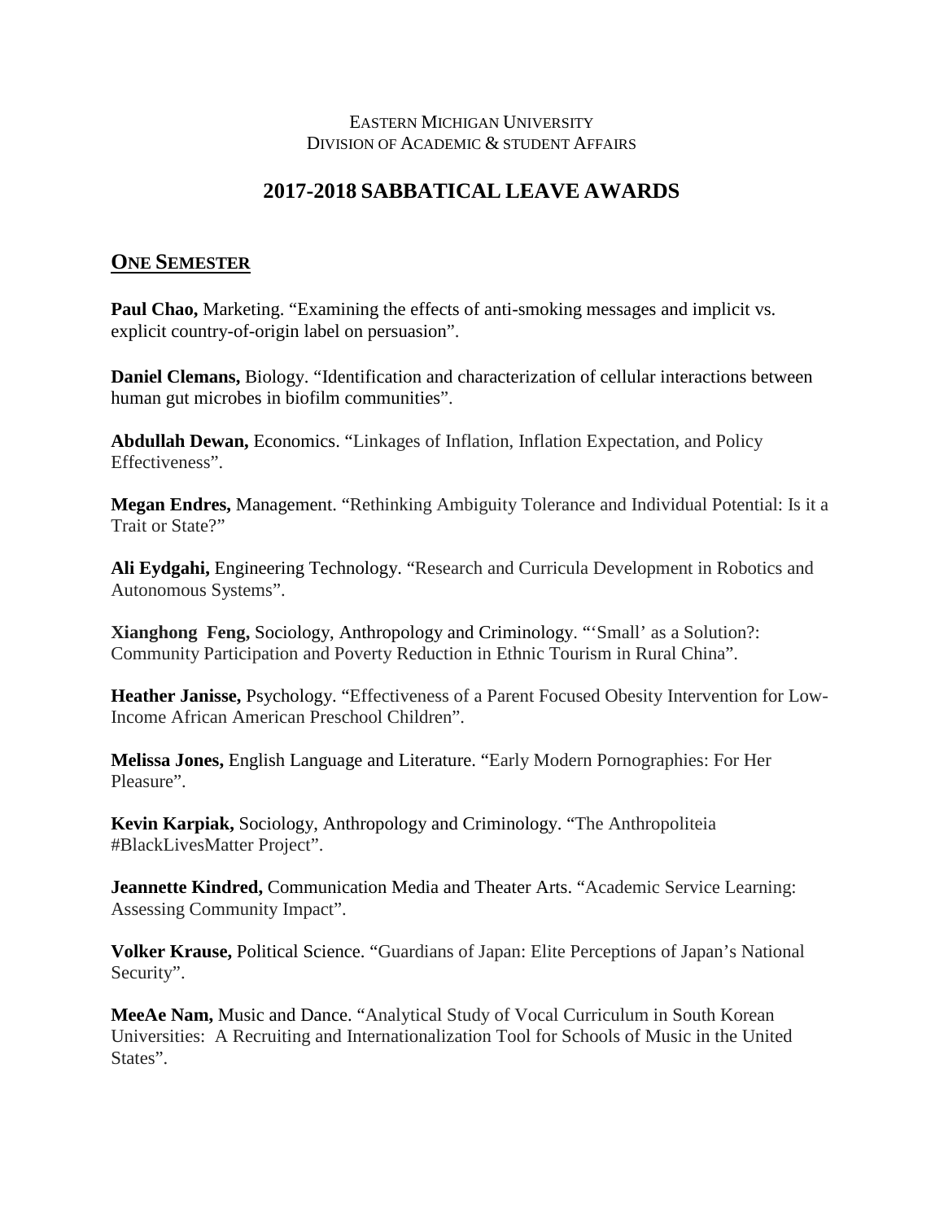EASTERN MICHIGAN UNIVERSITY
DIVISION OF ACADEMIC & STUDENT AFFAIRS

# 2017-2018 SABBATICAL LEAVE AWARDS

## ONE SEMESTER

**Paul Chao,** Marketing. "Examining the effects of anti-smoking messages and implicit vs. explicit country-of-origin label on persuasion".

**Daniel Clemans,** Biology. "Identification and characterization of cellular interactions between human gut microbes in biofilm communities".

**Abdullah Dewan,** Economics. "Linkages of Inflation, Inflation Expectation, and Policy Effectiveness".

**Megan Endres,** Management. "Rethinking Ambiguity Tolerance and Individual Potential: Is it a Trait or State?"

**Ali Eydgahi,** Engineering Technology. "Research and Curricula Development in Robotics and Autonomous Systems".

**Xianghong Feng,** Sociology, Anthropology and Criminology. "'Small' as a Solution?: Community Participation and Poverty Reduction in Ethnic Tourism in Rural China".

**Heather Janisse,** Psychology. "Effectiveness of a Parent Focused Obesity Intervention for Low-Income African American Preschool Children".

**Melissa Jones,** English Language and Literature. "Early Modern Pornographies: For Her Pleasure".

**Kevin Karpiak,** Sociology, Anthropology and Criminology. "The Anthropoliteia #BlackLivesMatter Project".

**Jeannette Kindred,** Communication Media and Theater Arts. "Academic Service Learning: Assessing Community Impact".

**Volker Krause,** Political Science. "Guardians of Japan: Elite Perceptions of Japan's National Security".

**MeeAe Nam,** Music and Dance. "Analytical Study of Vocal Curriculum in South Korean Universities: A Recruiting and Internationalization Tool for Schools of Music in the United States".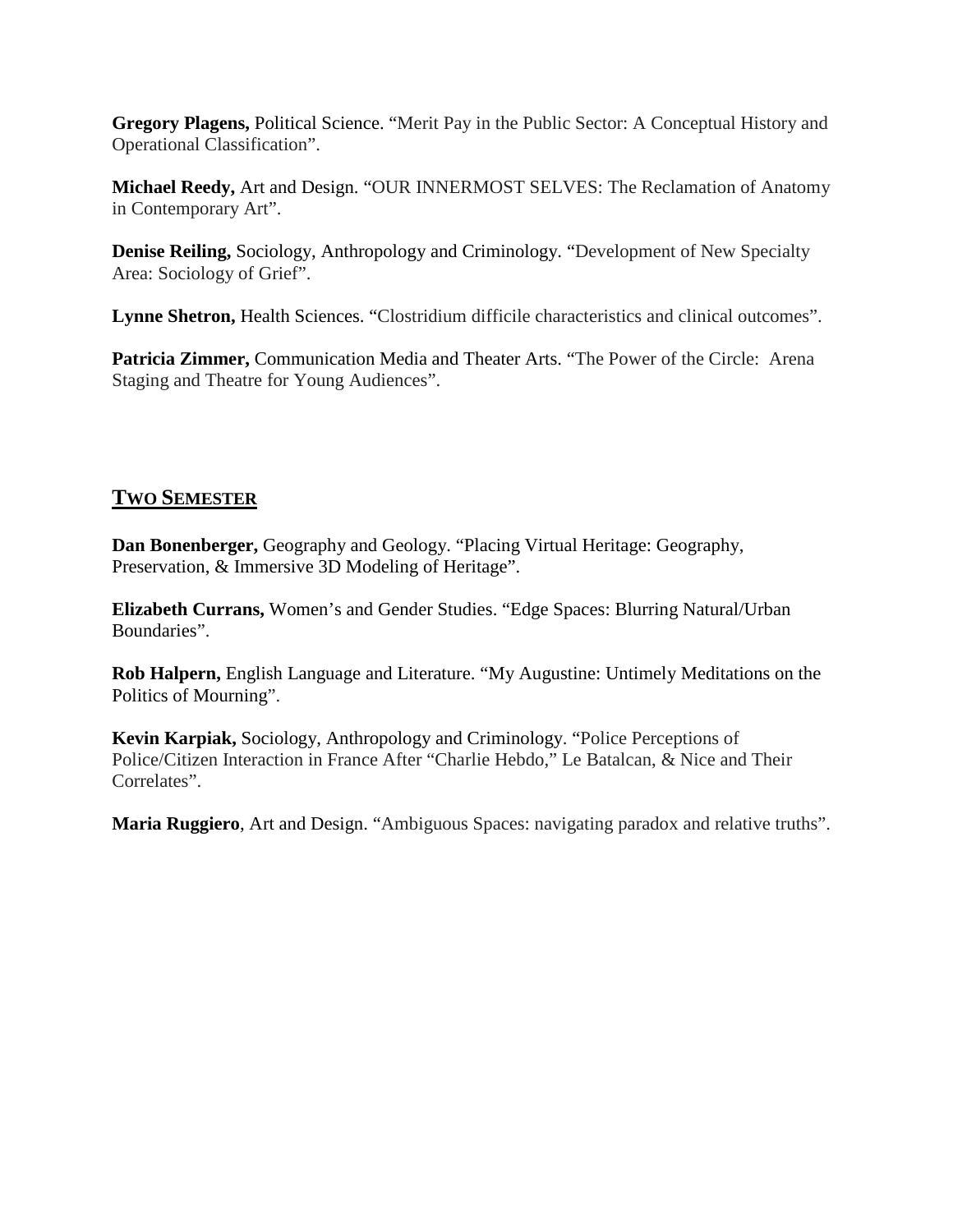**Gregory Plagens,** Political Science. “Merit Pay in the Public Sector: A Conceptual History and Operational Classification”.

**Michael Reedy,** Art and Design. “OUR INNERMOST SELVES: The Reclamation of Anatomy in Contemporary Art”.

**Denise Reiling,** Sociology, Anthropology and Criminology. “Development of New Specialty Area: Sociology of Grief”.

**Lynne Shetron,** Health Sciences. “Clostridium difficile characteristics and clinical outcomes”.

**Patricia Zimmer,** Communication Media and Theater Arts. “The Power of the Circle: Arena Staging and Theatre for Young Audiences”.

## TWO SEMESTER

**Dan Bonenberger,** Geography and Geology. “Placing Virtual Heritage: Geography, Preservation, & Immersive 3D Modeling of Heritage”.

**Elizabeth Currans,** Women’s and Gender Studies. “Edge Spaces: Blurring Natural/Urban Boundaries”.

**Rob Halpern,** English Language and Literature. “My Augustine: Untimely Meditations on the Politics of Mourning”.

**Kevin Karpiak,** Sociology, Anthropology and Criminology. “Police Perceptions of Police/Citizen Interaction in France After “Charlie Hebdo,” Le Batalcan, & Nice and Their Correlates”.

**Maria Ruggiero**, Art and Design. “Ambiguous Spaces: navigating paradox and relative truths”.